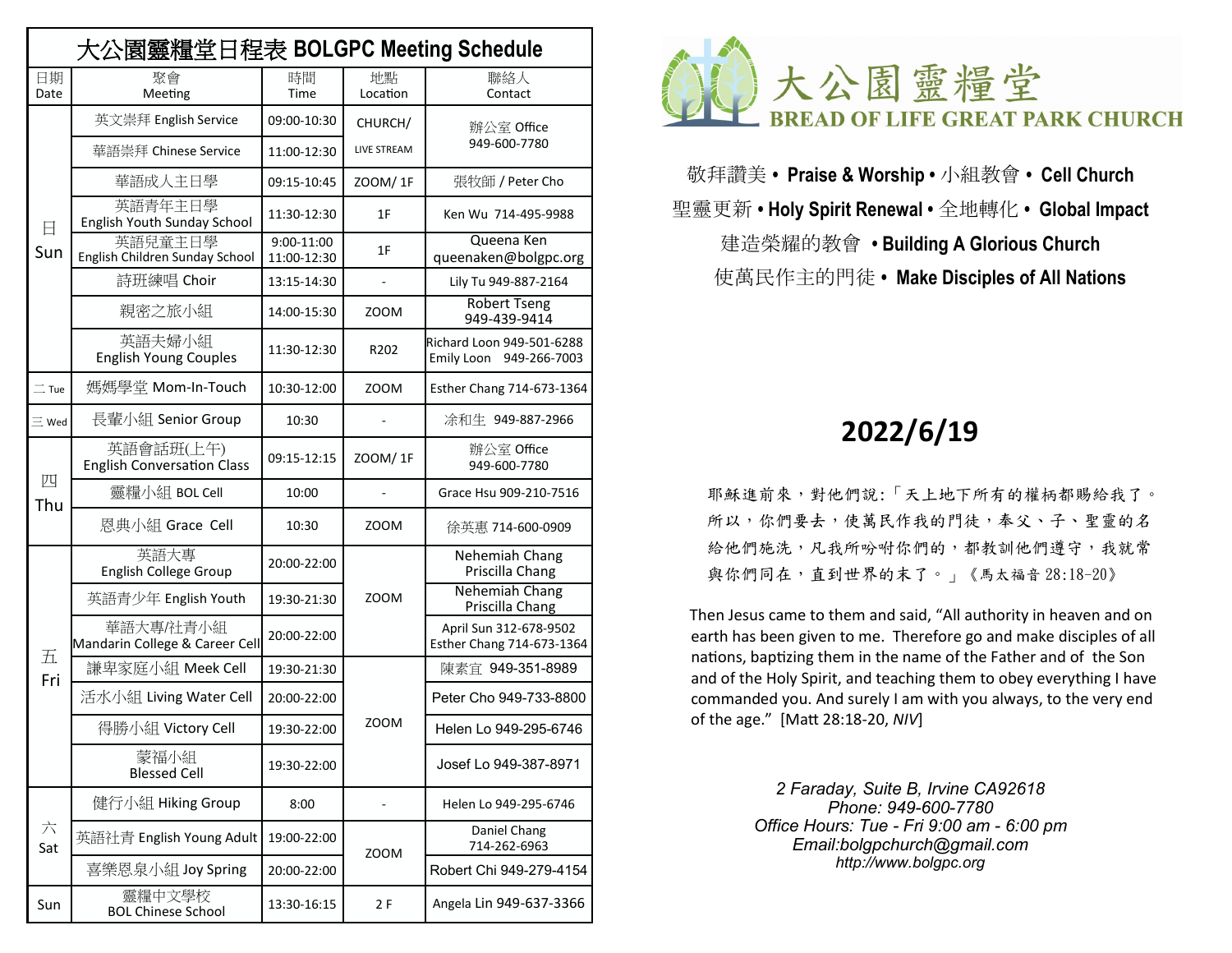# 大公園靈糧堂日程表 BOLGPC Meeting Schedule

| 日期 Date | 聚會 Meeting | 時間 Time | 地點 Location | 聯絡人 Contact |
|---|---|---|---|---|
| 日 Sun | 英文崇拜 English Service | 09:00-10:30 | CHURCH/ LIVE STREAM | 辦公室 Office 949-600-7780 |
| | 華語崇拜 Chinese Service | 11:00-12:30 | | |
| | 華語成人主日學 | 09:15-10:45 | ZOOM/ 1F | 張牧師 / Peter Cho |
| | 英語青年主日學 English Youth Sunday School | 11:30-12:30 | 1F | Ken Wu 714-495-9988 |
| | 英語兒童主日學 English Children Sunday School | 9:00-11:00 11:00-12:30 | 1F | Queena Ken queenaken@bolgpc.org |
| | 詩班練唱 Choir | 13:15-14:30 | - | Lily Tu 949-887-2164 |
| | 親密之旅小組 | 14:00-15:30 | ZOOM | Robert Tseng 949-439-9414 |
| | 英語夫婦小組 English Young Couples | 11:30-12:30 | R202 | Richard Loon 949-501-6288 Emily Loon 949-266-7003 |
| 二 Tue | 媽媽學堂 Mom-In-Touch | 10:30-12:00 | ZOOM | Esther Chang 714-673-1364 |
| 三 Wed | 長輩小組 Senior Group | 10:30 | - | 凃和生 949-887-2966 |
| 四 Thu | 英語會話班(上午) English Conversation Class | 09:15-12:15 | ZOOM/ 1F | 辦公室 Office 949-600-7780 |
| | 靈糧小組 BOL Cell | 10:00 | - | Grace Hsu 909-210-7516 |
| | 恩典小組 Grace Cell | 10:30 | ZOOM | 徐英惠 714-600-0909 |
| 五 Fri | 英語大專 English College Group | 20:00-22:00 | ZOOM | Nehemiah Chang Priscilla Chang |
| | 英語青少年 English Youth | 19:30-21:30 | | Nehemiah Chang Priscilla Chang |
| | 華語大專/社青小組 Mandarin College & Career Cell | 20:00-22:00 | | April Sun 312-678-9502 Esther Chang 714-673-1364 |
| | 謙卑家庭小組 Meek Cell | 19:30-21:30 | ZOOM | 陳素宜 949-351-8989 |
| | 活水小組 Living Water Cell | 20:00-22:00 | | Peter Cho 949-733-8800 |
| | 得勝小組 Victory Cell | 19:30-22:00 | | Helen Lo 949-295-6746 |
| | 蒙福小組 Blessed Cell | 19:30-22:00 | | Josef Lo 949-387-8971 |
| 六 Sat | 健行小組 Hiking Group | 8:00 | - | Helen Lo 949-295-6746 |
| | 英語社青 English Young Adult | 19:00-22:00 | ZOOM | Daniel Chang 714-262-6963 |
| | 喜樂恩泉小組 Joy Spring | 20:00-22:00 | | Robert Chi 949-279-4154 |
| Sun | 靈糧中文學校 BOL Chinese School | 13:30-16:15 | 2 F | Angela Lin 949-637-3366 |

# 大公園靈糧堂
## BREAD OF LIFE GREAT PARK CHURCH

敬拜讚美 • **Praise & Worship** • 小組教會 • **Cell Church**
聖靈更新 • **Holy Spirit Renewal** • 全地轉化 • **Global Impact**
建造榮耀的教會 • **Building A Glorious Church**
使萬民作主的門徒 • **Make Disciples of All Nations**

# 2022/6/19

耶穌進前來，對他們說:「天上地下所有的權柄都賜給我了。所以，你們要去，使萬民作我的門徒，奉父、子、聖靈的名給他們施洗，凡我所吩咐你們的，都教訓他們遵守，我就常與你們同在，直到世界的末了。」《馬太福音 28:18-20》

Then Jesus came to them and said, "All authority in heaven and on earth has been given to me. Therefore go and make disciples of all nations, baptizing them in the name of the Father and of the Son and of the Holy Spirit, and teaching them to obey everything I have commanded you. And surely I am with you always, to the very end of the age." [Matt 28:18-20, *NIV*]

*2 Faraday, Suite B, Irvine CA92618*
*Phone: 949-600-7780*
*Office Hours: Tue - Fri 9:00 am - 6:00 pm*
*Email:bolgpchurch@gmail.com*
*http://www.bolgpc.org*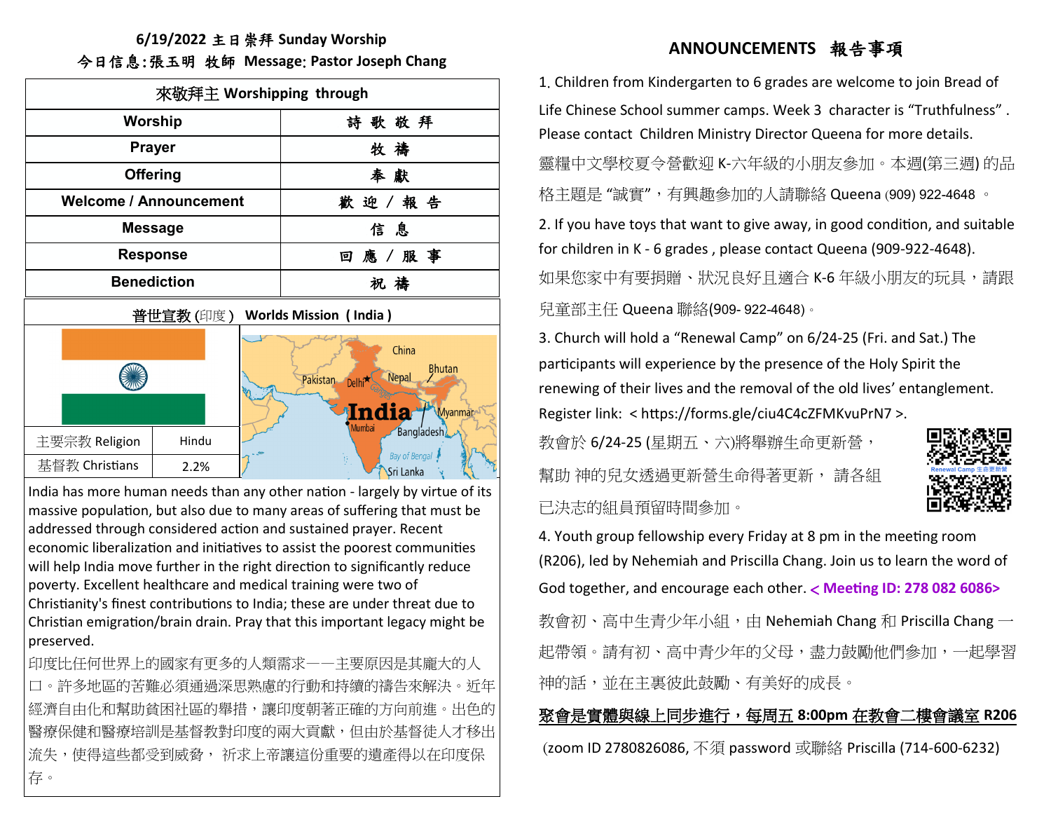**6/19/2022 主日崇拜 Sunday Worship**

**今日信息:張玉明 牧師 Message: Pastor Joseph Chang**

| 來敬拜主 Worshipping through | |
|---|---|
| **Worship** | 詩 歌 敬 拜 |
| **Prayer** | 牧 禱 |
| **Offering** | 奉 獻 |
| **Welcome / Announcement** | 歡 迎 / 報 告 |
| **Message** | 信 息 |
| **Response** | 回 應 / 服 事 |
| **Benediction** | 祝 禱 |

**普世宣教 (印度) Worlds Mission ( India )**

| 主要宗教 Religion | Hindu |
|---|---|
| 基督教 Christians | 2.2% |

India has more human needs than any other nation - largely by virtue of its massive population, but also due to many areas of suffering that must be addressed through considered action and sustained prayer. Recent economic liberalization and initiatives to assist the poorest communities will help India move further in the right direction to significantly reduce poverty. Excellent healthcare and medical training were two of Christianity's finest contributions to India; these are under threat due to Christian emigration/brain drain. Pray that this important legacy might be preserved.

印度比任何世界上的國家有更多的人類需求——主要原因是其龐大的人口。許多地區的苦難必須通過深思熟慮的行動和持續的禱告來解決。近年經濟自由化和幫助貧困社區的舉措，讓印度朝著正確的方向前進。出色的醫療保健和醫療培訓是基督教對印度的兩大貢獻，但由於基督徒人才移出流失，使得這些都受到威脅， 祈求上帝讓這份重要的遺產得以在印度保存。

## ANNOUNCEMENTS 報告事項

1. Children from Kindergarten to 6 grades are welcome to join Bread of Life Chinese School summer camps. Week 3 character is "Truthfulness". Please contact Children Ministry Director Queena for more details.

靈糧中文學校夏令營歡迎 K-六年級的小朋友參加。本週(第三週) 的品格主題是 "誠實"，有興趣參加的人請聯絡 Queena (909) 922-4648 。

2. If you have toys that want to give away, in good condition, and suitable for children in K - 6 grades , please contact Queena (909-922-4648).

如果您家中有要捐贈、狀況良好且適合 K-6 年級小朋友的玩具，請跟兒童部主任 Queena 聯絡(909- 922-4648)。

3. Church will hold a "Renewal Camp" on 6/24-25 (Fri. and Sat.) The participants will experience by the presence of the Holy Spirit the renewing of their lives and the removal of the old lives' entanglement. Register link: < https://forms.gle/ciu4C4cZFMKvuPrN7 >.

教會於 6/24-25 (星期五、六)將舉辦生命更新營，幫助 神的兒女透過更新營生命得著更新， 請各組已決志的組員預留時間參加。

4. Youth group fellowship every Friday at 8 pm in the meeting room (R206), led by Nehemiah and Priscilla Chang. Join us to learn the word of God together, and encourage each other. **< Meeting ID: 278 082 6086>**

教會初、高中生青少年小組，由 Nehemiah Chang 和 Priscilla Chang 一起帶領。請有初、高中青少年的父母，盡力鼓勵他們參加，一起學習神的話，並在主裏彼此鼓勵、有美好的成長。

**聚會是實體與線上同步進行，每周五 8:00pm 在教會二樓會議室 R206**

(zoom ID 2780826086, 不須 password 或聯絡 Priscilla (714-600-6232)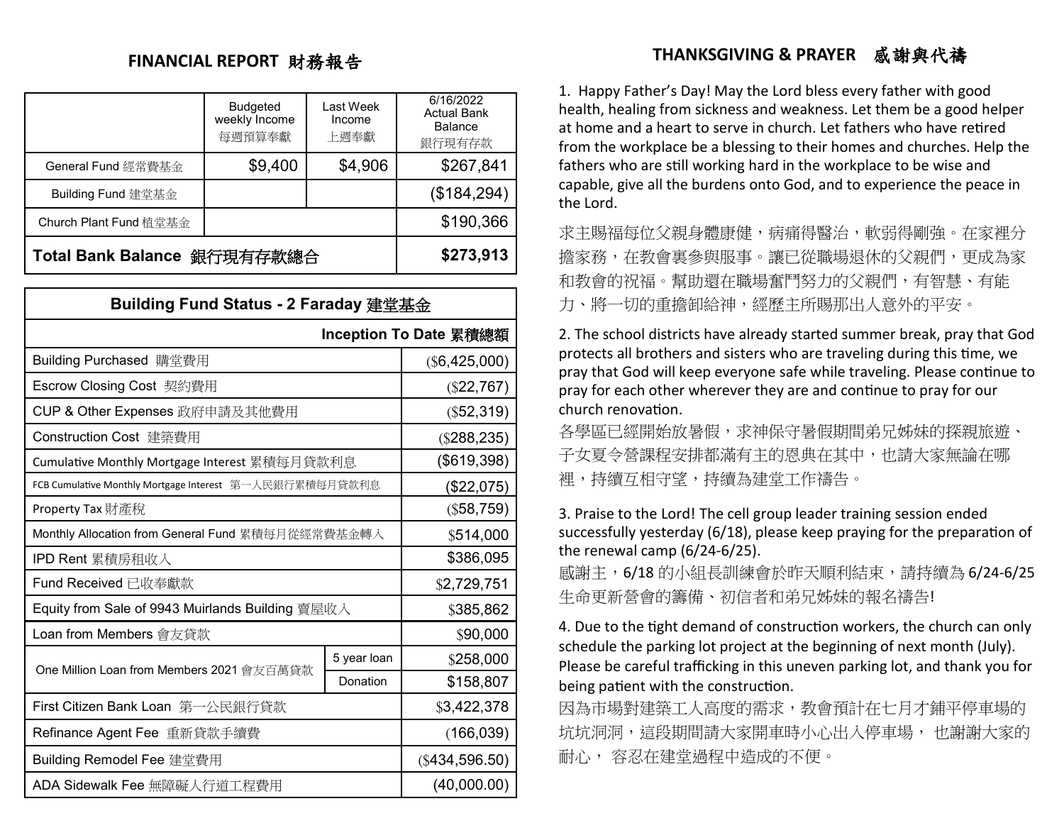## FINANCIAL REPORT 財務報告

| | Budgeted weekly Income 每週預算奉獻 | Last Week Income 上週奉獻 | 6/16/2022 Actual Bank Balance 銀行現有存款 |
|---|---|---|---|
| General Fund 經常費基金 | $9,400 | $4,906 | $267,841 |
| Building Fund 建堂基金 | | | ($184,294) |
| Church Plant Fund 植堂基金 | | | $190,366 |
| **Total Bank Balance 銀行現有存款總合** | | | **$273,913** |

| **Building Fund Status - 2 Faraday 建堂基金** | | |
|---|---|---|
| | | **Inception To Date 累積總額** |
| Building Purchased 購堂費用 | | ($6,425,000) |
| Escrow Closing Cost 契約費用 | | ($22,767) |
| CUP & Other Expenses 政府申請及其他費用 | | ($52,319) |
| Construction Cost 建築費用 | | ($288,235) |
| Cumulative Monthly Mortgage Interest 累積每月貸款利息 | | ($619,398) |
| FCB Cumulative Monthly Mortgage Interest 第一人民銀行累積每月貸款利息 | | ($22,075) |
| Property Tax 財產稅 | | ($58,759) |
| Monthly Allocation from General Fund 累積每月從經常費基金轉入 | | $514,000 |
| IPD Rent 累積房租收入 | | $386,095 |
| Fund Received 已收奉獻款 | | $2,729,751 |
| Equity from Sale of 9943 Muirlands Building 賣屋收入 | | $385,862 |
| Loan from Members 會友貸款 | | $90,000 |
| One Million Loan from Members 2021 會友百萬貸款 | 5 year loan | $258,000 |
| | Donation | $158,807 |
| First Citizen Bank Loan 第一公民銀行貸款 | | $3,422,378 |
| Refinance Agent Fee 重新貸款手續費 | | (166,039) |
| Building Remodel Fee 建堂費用 | | ($434,596.50) |
| ADA Sidewalk Fee 無障礙人行道工程費用 | | (40,000.00) |

## THANKSGIVING & PRAYER 感謝與代禱

1. Happy Father's Day! May the Lord bless every father with good health, healing from sickness and weakness. Let them be a good helper at home and a heart to serve in church. Let fathers who have retired from the workplace be a blessing to their homes and churches. Help the fathers who are still working hard in the workplace to be wise and capable, give all the burdens onto God, and to experience the peace in the Lord.

求主賜福每位父親身體康健，病痛得醫治，軟弱得剛強。在家裡分擔家務，在教會裏參與服事。讓已從職場退休的父親們，更成為家和教會的祝福。幫助還在職場奮鬥努力的父親們，有智慧、有能力、將一切的重擔卸給神，經歷主所賜那出人意外的平安。

2. The school districts have already started summer break, pray that God protects all brothers and sisters who are traveling during this time, we pray that God will keep everyone safe while traveling. Please continue to pray for each other wherever they are and continue to pray for our church renovation.

各學區已經開始放暑假，求神保守暑假期間弟兄姊妹的探親旅遊、子女夏令營課程安排都滿有主的恩典在其中，也請大家無論在哪裡，持續互相守望，持續為建堂工作禱告。

3. Praise to the Lord! The cell group leader training session ended successfully yesterday (6/18), please keep praying for the preparation of the renewal camp (6/24-6/25).

感謝主，6/18 的小組長訓練會於昨天順利結束，請持續為 6/24-6/25 生命更新營會的籌備、初信者和弟兄姊妹的報名禱告!

4. Due to the tight demand of construction workers, the church can only schedule the parking lot project at the beginning of next month (July). Please be careful trafficking in this uneven parking lot, and thank you for being patient with the construction.

因為市場對建築工人高度的需求，教會預計在七月才鋪平停車場的坑坑洞洞，這段期間請大家開車時小心出入停車場， 也謝謝大家的耐心， 容忍在建堂過程中造成的不便。